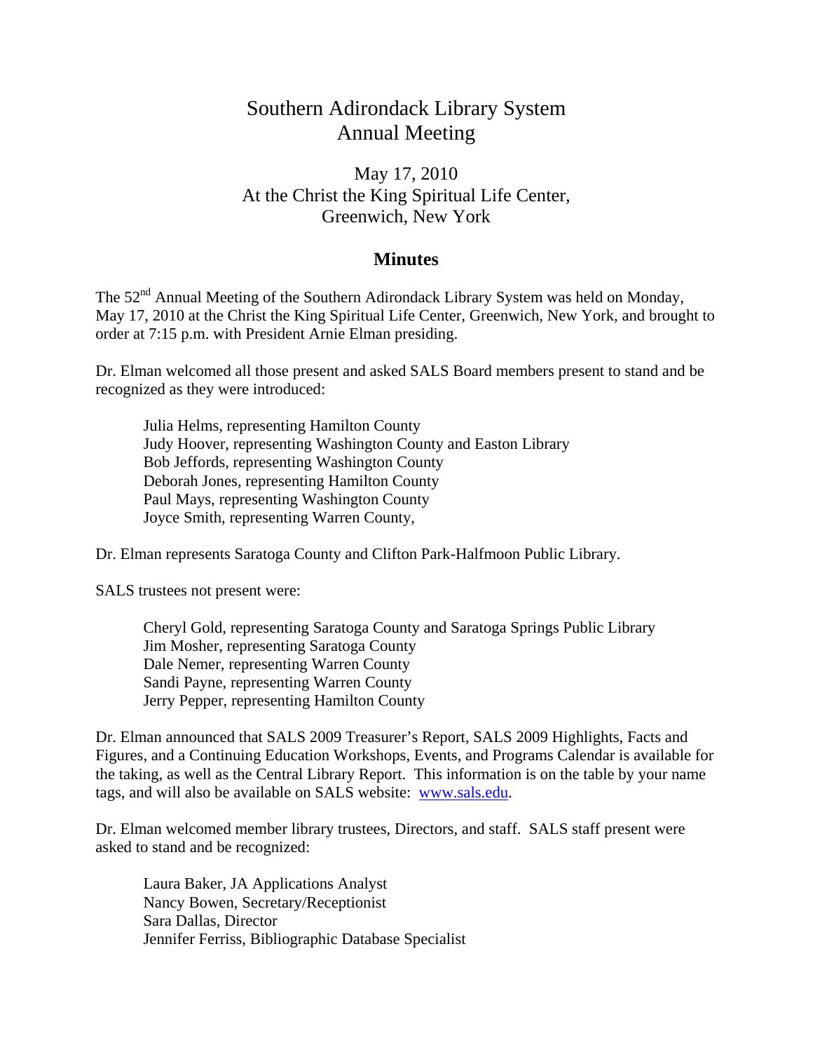# Southern Adirondack Library System
# Annual Meeting

May 17, 2010
At the Christ the King Spiritual Life Center,
Greenwich, New York

## Minutes

The 52nd Annual Meeting of the Southern Adirondack Library System was held on Monday, May 17, 2010 at the Christ the King Spiritual Life Center, Greenwich, New York, and brought to order at 7:15 p.m. with President Arnie Elman presiding.

Dr. Elman welcomed all those present and asked SALS Board members present to stand and be recognized as they were introduced:

Julia Helms, representing Hamilton County
Judy Hoover, representing Washington County and Easton Library
Bob Jeffords, representing Washington County
Deborah Jones, representing Hamilton County
Paul Mays, representing Washington County
Joyce Smith, representing Warren County,

Dr. Elman represents Saratoga County and Clifton Park-Halfmoon Public Library.

SALS trustees not present were:

Cheryl Gold, representing Saratoga County and Saratoga Springs Public Library
Jim Mosher, representing Saratoga County
Dale Nemer, representing Warren County
Sandi Payne, representing Warren County
Jerry Pepper, representing Hamilton County

Dr. Elman announced that SALS 2009 Treasurer's Report, SALS 2009 Highlights, Facts and Figures, and a Continuing Education Workshops, Events, and Programs Calendar is available for the taking, as well as the Central Library Report. This information is on the table by your name tags, and will also be available on SALS website: www.sals.edu.

Dr. Elman welcomed member library trustees, Directors, and staff. SALS staff present were asked to stand and be recognized:

Laura Baker, JA Applications Analyst
Nancy Bowen, Secretary/Receptionist
Sara Dallas, Director
Jennifer Ferriss, Bibliographic Database Specialist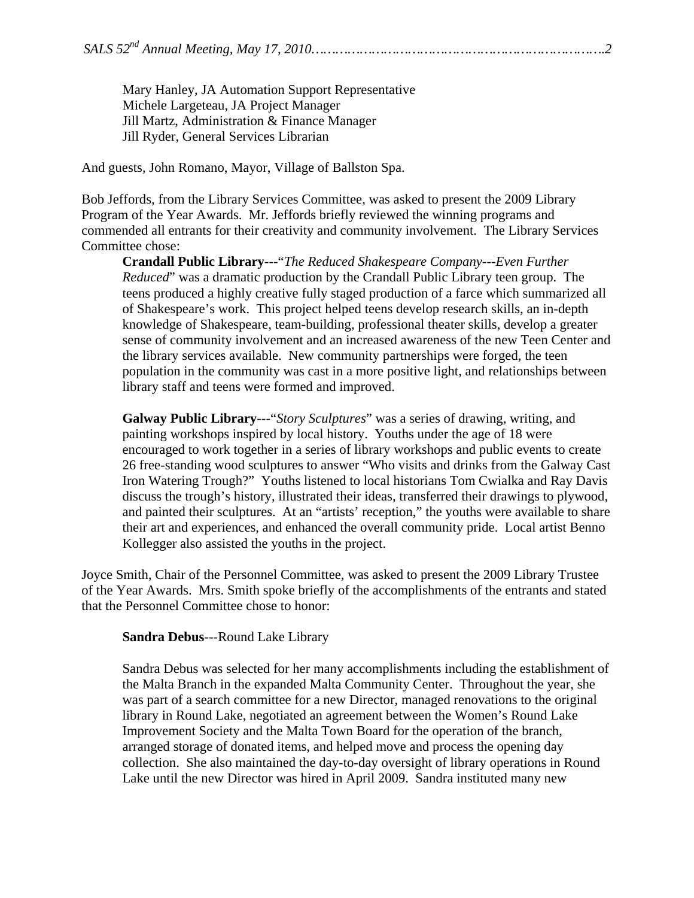Mary Hanley, JA Automation Support Representative
Michele Largeteau, JA Project Manager
Jill Martz, Administration & Finance Manager
Jill Ryder, General Services Librarian

And guests, John Romano, Mayor, Village of Ballston Spa.

Bob Jeffords, from the Library Services Committee, was asked to present the 2009 Library Program of the Year Awards. Mr. Jeffords briefly reviewed the winning programs and commended all entrants for their creativity and community involvement. The Library Services Committee chose:

**Crandall Public Library**---"*The Reduced Shakespeare Company---Even Further Reduced*" was a dramatic production by the Crandall Public Library teen group. The teens produced a highly creative fully staged production of a farce which summarized all of Shakespeare's work. This project helped teens develop research skills, an in-depth knowledge of Shakespeare, team-building, professional theater skills, develop a greater sense of community involvement and an increased awareness of the new Teen Center and the library services available. New community partnerships were forged, the teen population in the community was cast in a more positive light, and relationships between library staff and teens were formed and improved.

**Galway Public Library**---"*Story Sculptures*" was a series of drawing, writing, and painting workshops inspired by local history. Youths under the age of 18 were encouraged to work together in a series of library workshops and public events to create 26 free-standing wood sculptures to answer "Who visits and drinks from the Galway Cast Iron Watering Trough?" Youths listened to local historians Tom Cwialka and Ray Davis discuss the trough's history, illustrated their ideas, transferred their drawings to plywood, and painted their sculptures. At an "artists' reception," the youths were available to share their art and experiences, and enhanced the overall community pride. Local artist Benno Kollegger also assisted the youths in the project.

Joyce Smith, Chair of the Personnel Committee, was asked to present the 2009 Library Trustee of the Year Awards. Mrs. Smith spoke briefly of the accomplishments of the entrants and stated that the Personnel Committee chose to honor:

**Sandra Debus**---Round Lake Library

Sandra Debus was selected for her many accomplishments including the establishment of the Malta Branch in the expanded Malta Community Center. Throughout the year, she was part of a search committee for a new Director, managed renovations to the original library in Round Lake, negotiated an agreement between the Women's Round Lake Improvement Society and the Malta Town Board for the operation of the branch, arranged storage of donated items, and helped move and process the opening day collection. She also maintained the day-to-day oversight of library operations in Round Lake until the new Director was hired in April 2009. Sandra instituted many new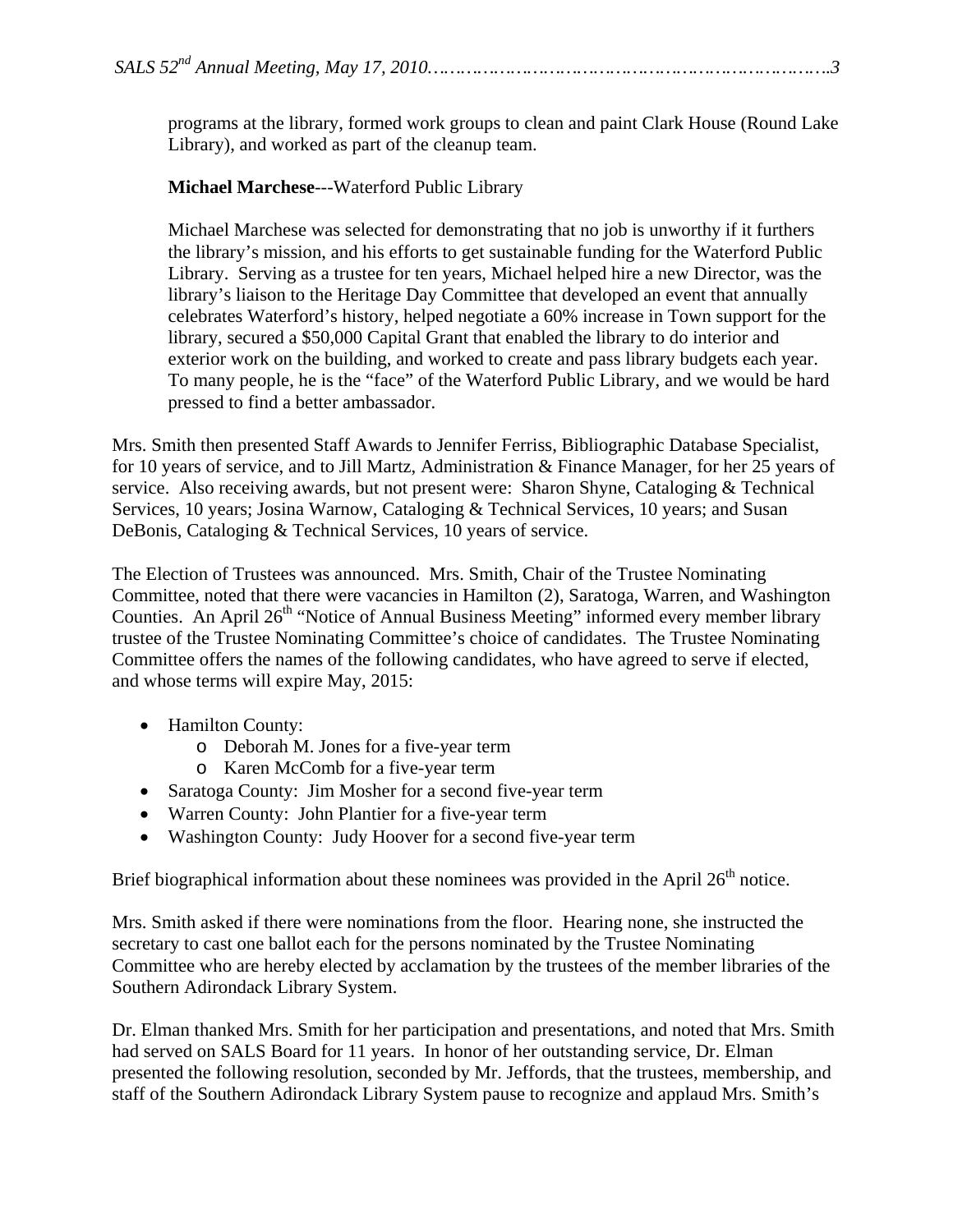programs at the library, formed work groups to clean and paint Clark House (Round Lake Library), and worked as part of the cleanup team.

**Michael Marchese**---Waterford Public Library

Michael Marchese was selected for demonstrating that no job is unworthy if it furthers the library's mission, and his efforts to get sustainable funding for the Waterford Public Library. Serving as a trustee for ten years, Michael helped hire a new Director, was the library's liaison to the Heritage Day Committee that developed an event that annually celebrates Waterford's history, helped negotiate a 60% increase in Town support for the library, secured a $50,000 Capital Grant that enabled the library to do interior and exterior work on the building, and worked to create and pass library budgets each year. To many people, he is the "face" of the Waterford Public Library, and we would be hard pressed to find a better ambassador.

Mrs. Smith then presented Staff Awards to Jennifer Ferriss, Bibliographic Database Specialist, for 10 years of service, and to Jill Martz, Administration & Finance Manager, for her 25 years of service. Also receiving awards, but not present were: Sharon Shyne, Cataloging & Technical Services, 10 years; Josina Warnow, Cataloging & Technical Services, 10 years; and Susan DeBonis, Cataloging & Technical Services, 10 years of service.

The Election of Trustees was announced. Mrs. Smith, Chair of the Trustee Nominating Committee, noted that there were vacancies in Hamilton (2), Saratoga, Warren, and Washington Counties. An April 26th "Notice of Annual Business Meeting" informed every member library trustee of the Trustee Nominating Committee's choice of candidates. The Trustee Nominating Committee offers the names of the following candidates, who have agreed to serve if elected, and whose terms will expire May, 2015:

- Hamilton County:
  - Deborah M. Jones for a five-year term
  - Karen McComb for a five-year term
- Saratoga County: Jim Mosher for a second five-year term
- Warren County: John Plantier for a five-year term
- Washington County: Judy Hoover for a second five-year term

Brief biographical information about these nominees was provided in the April 26th notice.

Mrs. Smith asked if there were nominations from the floor. Hearing none, she instructed the secretary to cast one ballot each for the persons nominated by the Trustee Nominating Committee who are hereby elected by acclamation by the trustees of the member libraries of the Southern Adirondack Library System.

Dr. Elman thanked Mrs. Smith for her participation and presentations, and noted that Mrs. Smith had served on SALS Board for 11 years. In honor of her outstanding service, Dr. Elman presented the following resolution, seconded by Mr. Jeffords, that the trustees, membership, and staff of the Southern Adirondack Library System pause to recognize and applaud Mrs. Smith's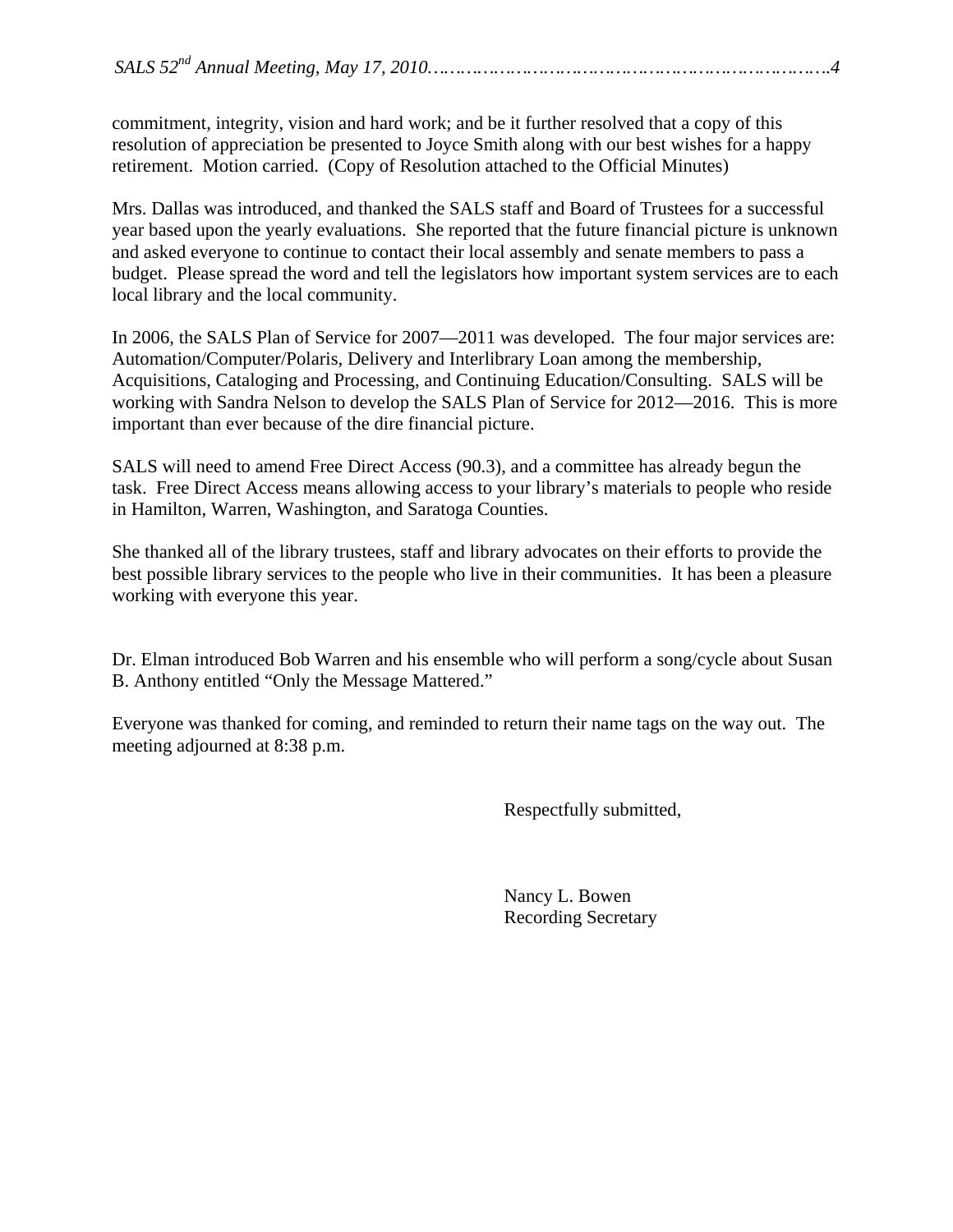commitment, integrity, vision and hard work; and be it further resolved that a copy of this resolution of appreciation be presented to Joyce Smith along with our best wishes for a happy retirement. Motion carried. (Copy of Resolution attached to the Official Minutes)

Mrs. Dallas was introduced, and thanked the SALS staff and Board of Trustees for a successful year based upon the yearly evaluations. She reported that the future financial picture is unknown and asked everyone to continue to contact their local assembly and senate members to pass a budget. Please spread the word and tell the legislators how important system services are to each local library and the local community.

In 2006, the SALS Plan of Service for 2007—2011 was developed. The four major services are: Automation/Computer/Polaris, Delivery and Interlibrary Loan among the membership, Acquisitions, Cataloging and Processing, and Continuing Education/Consulting. SALS will be working with Sandra Nelson to develop the SALS Plan of Service for 2012—2016. This is more important than ever because of the dire financial picture.

SALS will need to amend Free Direct Access (90.3), and a committee has already begun the task. Free Direct Access means allowing access to your library's materials to people who reside in Hamilton, Warren, Washington, and Saratoga Counties.

She thanked all of the library trustees, staff and library advocates on their efforts to provide the best possible library services to the people who live in their communities. It has been a pleasure working with everyone this year.

Dr. Elman introduced Bob Warren and his ensemble who will perform a song/cycle about Susan B. Anthony entitled "Only the Message Mattered."

Everyone was thanked for coming, and reminded to return their name tags on the way out. The meeting adjourned at 8:38 p.m.

Respectfully submitted,

Nancy L. Bowen
Recording Secretary